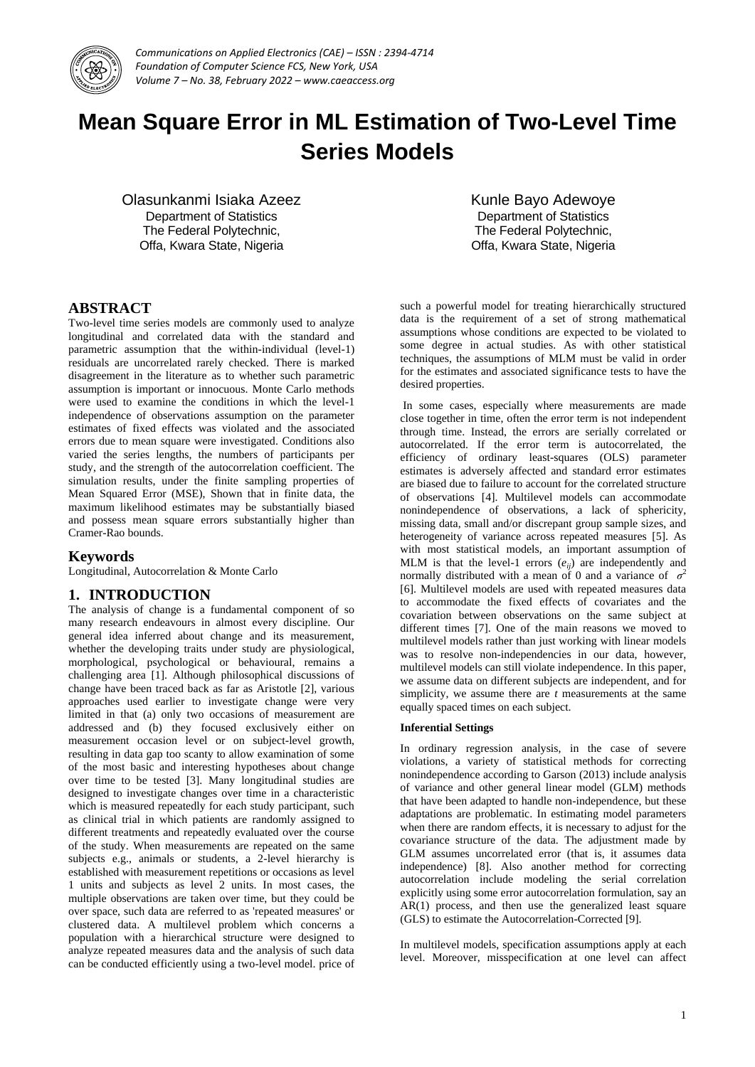# Mean Square Error in ML Estimation of Two-Level Time Series Models

Olasunkanmi Isiaka Azeez
Department of Statistics
The Federal Polytechnic,
Offa, Kwara State, Nigeria

Kunle Bayo Adewoye
Department of Statistics
The Federal Polytechnic,
Offa, Kwara State, Nigeria

## ABSTRACT

Two-level time series models are commonly used to analyze longitudinal and correlated data with the standard and parametric assumption that the within-individual (level-1) residuals are uncorrelated rarely checked. There is marked disagreement in the literature as to whether such parametric assumption is important or innocuous. Monte Carlo methods were used to examine the conditions in which the level-1 independence of observations assumption on the parameter estimates of fixed effects was violated and the associated errors due to mean square were investigated. Conditions also varied the series lengths, the numbers of participants per study, and the strength of the autocorrelation coefficient. The simulation results, under the finite sampling properties of Mean Squared Error (MSE), Shown that in finite data, the maximum likelihood estimates may be substantially biased and possess mean square errors substantially higher than Cramer-Rao bounds.

## Keywords

Longitudinal, Autocorrelation & Monte Carlo

## 1. INTRODUCTION

The analysis of change is a fundamental component of so many research endeavours in almost every discipline. Our general idea inferred about change and its measurement, whether the developing traits under study are physiological, morphological, psychological or behavioural, remains a challenging area [1]. Although philosophical discussions of change have been traced back as far as Aristotle [2], various approaches used earlier to investigate change were very limited in that (a) only two occasions of measurement are addressed and (b) they focused exclusively either on measurement occasion level or on subject-level growth, resulting in data gap too scanty to allow examination of some of the most basic and interesting hypotheses about change over time to be tested [3]. Many longitudinal studies are designed to investigate changes over time in a characteristic which is measured repeatedly for each study participant, such as clinical trial in which patients are randomly assigned to different treatments and repeatedly evaluated over the course of the study. When measurements are repeated on the same subjects e.g., animals or students, a 2-level hierarchy is established with measurement repetitions or occasions as level 1 units and subjects as level 2 units. In most cases, the multiple observations are taken over time, but they could be over space, such data are referred to as 'repeated measures' or clustered data. A multilevel problem which concerns a population with a hierarchical structure were designed to analyze repeated measures data and the analysis of such data can be conducted efficiently using a two-level model. price of such a powerful model for treating hierarchically structured data is the requirement of a set of strong mathematical assumptions whose conditions are expected to be violated to some degree in actual studies. As with other statistical techniques, the assumptions of MLM must be valid in order for the estimates and associated significance tests to have the desired properties.

In some cases, especially where measurements are made close together in time, often the error term is not independent through time. Instead, the errors are serially correlated or autocorrelated. If the error term is autocorrelated, the efficiency of ordinary least-squares (OLS) parameter estimates is adversely affected and standard error estimates are biased due to failure to account for the correlated structure of observations [4]. Multilevel models can accommodate nonindependence of observations, a lack of sphericity, missing data, small and/or discrepant group sample sizes, and heterogeneity of variance across repeated measures [5]. As with most statistical models, an important assumption of MLM is that the level-1 errors ($e_{ij}$) are independently and normally distributed with a mean of 0 and a variance of $\sigma^2$ [6]. Multilevel models are used with repeated measures data to accommodate the fixed effects of covariates and the covariation between observations on the same subject at different times [7]. One of the main reasons we moved to multilevel models rather than just working with linear models was to resolve non-independencies in our data, however, multilevel models can still violate independence. In this paper, we assume data on different subjects are independent, and for simplicity, we assume there are $t$ measurements at the same equally spaced times on each subject.

#### Inferential Settings

In ordinary regression analysis, in the case of severe violations, a variety of statistical methods for correcting nonindependence according to Garson (2013) include analysis of variance and other general linear model (GLM) methods that have been adapted to handle non-independence, but these adaptations are problematic. In estimating model parameters when there are random effects, it is necessary to adjust for the covariance structure of the data. The adjustment made by GLM assumes uncorrelated error (that is, it assumes data independence) [8]. Also another method for correcting autocorrelation include modeling the serial correlation explicitly using some error autocorrelation formulation, say an AR(1) process, and then use the generalized least square (GLS) to estimate the Autocorrelation-Corrected [9].

In multilevel models, specification assumptions apply at each level. Moreover, misspecification at one level can affect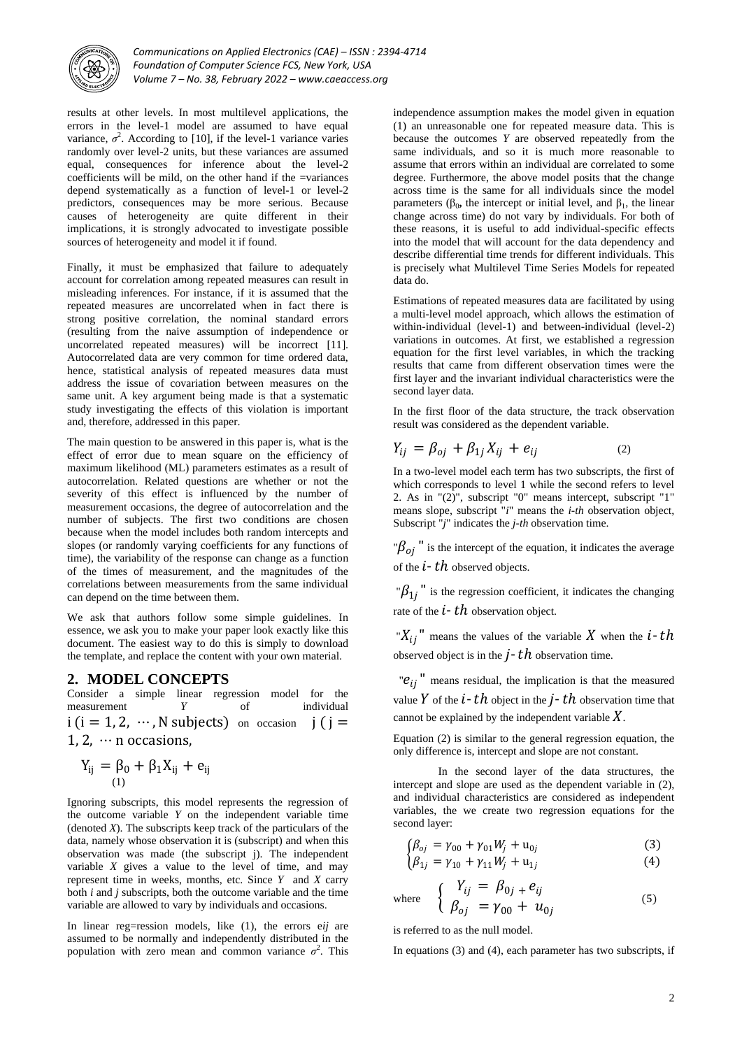results at other levels. In most multilevel applications, the errors in the level-1 model are assumed to have equal variance, $\sigma^2$. According to [10], if the level-1 variance varies randomly over level-2 units, but these variances are assumed equal, consequences for inference about the level-2 coefficients will be mild, on the other hand if the =variances depend systematically as a function of level-1 or level-2 predictors, consequences may be more serious. Because causes of heterogeneity are quite different in their implications, it is strongly advocated to investigate possible sources of heterogeneity and model it if found.

Finally, it must be emphasized that failure to adequately account for correlation among repeated measures can result in misleading inferences. For instance, if it is assumed that the repeated measures are uncorrelated when in fact there is strong positive correlation, the nominal standard errors (resulting from the naive assumption of independence or uncorrelated repeated measures) will be incorrect [11]. Autocorrelated data are very common for time ordered data, hence, statistical analysis of repeated measures data must address the issue of covariation between measures on the same unit. A key argument being made is that a systematic study investigating the effects of this violation is important and, therefore, addressed in this paper.

The main question to be answered in this paper is, what is the effect of error due to mean square on the efficiency of maximum likelihood (ML) parameters estimates as a result of autocorrelation. Related questions are whether or not the severity of this effect is influenced by the number of measurement occasions, the degree of autocorrelation and the number of subjects. The first two conditions are chosen because when the model includes both random intercepts and slopes (or randomly varying coefficients for any functions of time), the variability of the response can change as a function of the times of measurement, and the magnitudes of the correlations between measurements from the same individual can depend on the time between them.

We ask that authors follow some simple guidelines. In essence, we ask you to make your paper look exactly like this document. The easiest way to do this is simply to download the template, and replace the content with your own material.

## 2. MODEL CONCEPTS

Consider a simple linear regression model for the measurement *Y* of individual $i\ (i = 1, 2, \cdots, N \text{ subjects})$ on occasion $j\ (j = 1, 2, \cdots n \text{ occasions},$

$$Y_{ij} = \beta_0 + \beta_1 X_{ij} + e_{ij} \tag{1}$$

Ignoring subscripts, this model represents the regression of the outcome variable *Y* on the independent variable time (denoted *X*). The subscripts keep track of the particulars of the data, namely whose observation it is (subscript) and when this observation was made (the subscript j). The independent variable *X* gives a value to the level of time, and may represent time in weeks, months, etc. Since *Y* and *X* carry both *i* and *j* subscripts, both the outcome variable and the time variable are allowed to vary by individuals and occasions.

In linear reg=ression models, like (1), the errors $e_{ij}$ are assumed to be normally and independently distributed in the population with zero mean and common variance $\sigma^2$. This independence assumption makes the model given in equation (1) an unreasonable one for repeated measure data. This is because the outcomes *Y* are observed repeatedly from the same individuals, and so it is much more reasonable to assume that errors within an individual are correlated to some degree. Furthermore, the above model posits that the change across time is the same for all individuals since the model parameters ($\beta_0$, the intercept or initial level, and $\beta_1$, the linear change across time) do not vary by individuals. For both of these reasons, it is useful to add individual-specific effects into the model that will account for the data dependency and describe differential time trends for different individuals. This is precisely what Multilevel Time Series Models for repeated data do.

Estimations of repeated measures data are facilitated by using a multi-level model approach, which allows the estimation of within-individual (level-1) and between-individual (level-2) variations in outcomes. At first, we established a regression equation for the first level variables, in which the tracking results that came from different observation times were the first layer and the invariant individual characteristics were the second layer data.

In the first floor of the data structure, the track observation result was considered as the dependent variable.

$$Y_{ij} = \beta_{oj} + \beta_{1j} X_{ij} + e_{ij} \tag{2}$$

In a two-level model each term has two subscripts, the first of which corresponds to level 1 while the second refers to level 2. As in "(2)", subscript "0" means intercept, subscript "1" means slope, subscript "*i*" means the *i-th* observation object, Subscript "*j*" indicates the *j-th* observation time.

"$\beta_{oj}$" is the intercept of the equation, it indicates the average of the $i$-$th$ observed objects.

"$\beta_{1j}$" is the regression coefficient, it indicates the changing rate of the $i$-$th$ observation object.

"$X_{ij}$" means the values of the variable $X$ when the $i$-$th$ observed object is in the $j$-$th$ observation time.

"$e_{ij}$" means residual, the implication is that the measured value $Y$ of the $i$-$th$ object in the $j$-$th$ observation time that cannot be explained by the independent variable $X$.

Equation (2) is similar to the general regression equation, the only difference is, intercept and slope are not constant.

In the second layer of the data structures, the intercept and slope are used as the dependent variable in (2), and individual characteristics are considered as independent variables, the we create two regression equations for the second layer:

$$\begin{cases} \beta_{oj} = \gamma_{00} + \gamma_{01} W_j + u_{0j} & (3) \\ \beta_{1j} = \gamma_{10} + \gamma_{11} W_j + u_{1j} & (4) \end{cases}$$

where
$$\begin{cases} Y_{ij} = \beta_{0j} + e_{ij} \\ \beta_{oj} = \gamma_{00} + u_{0j} \end{cases} \tag{5}$$

is referred to as the null model.

In equations (3) and (4), each parameter has two subscripts, if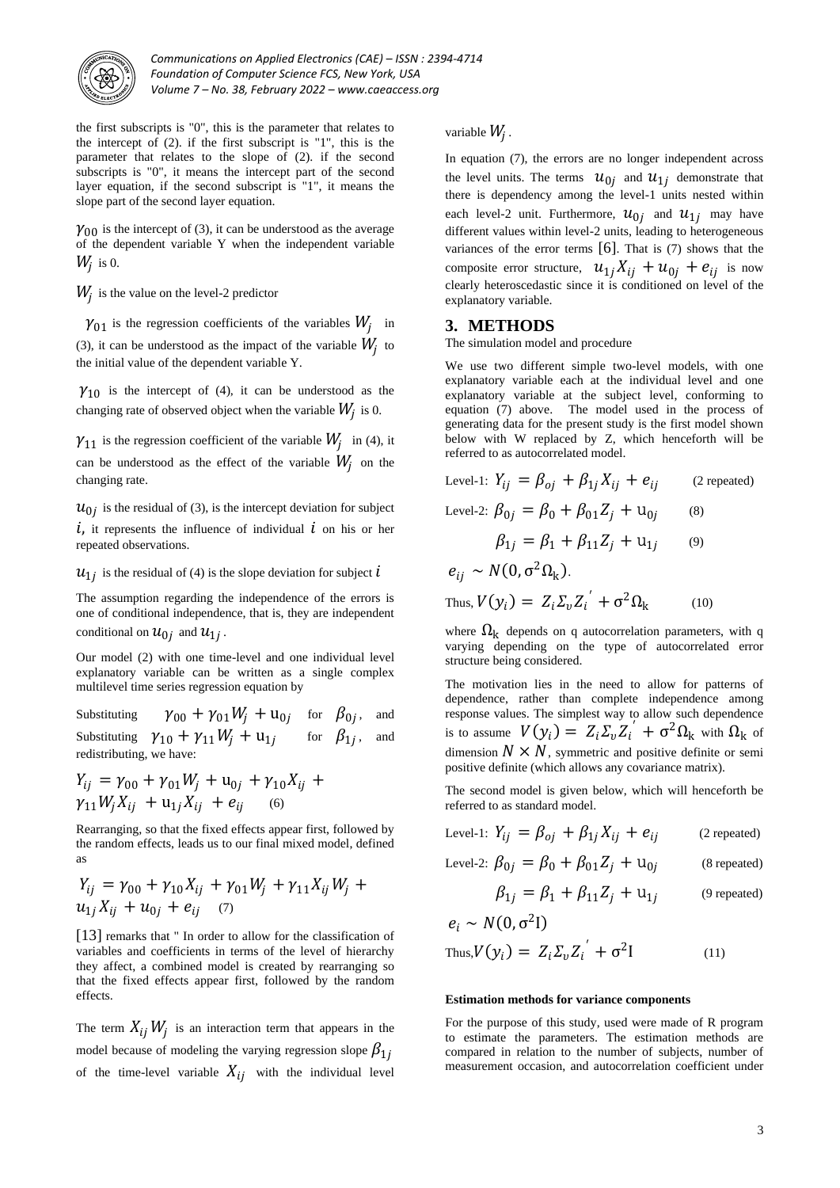the first subscripts is "0", this is the parameter that relates to the intercept of (2). if the first subscript is "1", this is the parameter that relates to the slope of (2). if the second subscripts is "0", it means the intercept part of the second layer equation, if the second subscript is "1", it means the slope part of the second layer equation.

$\gamma_{00}$ is the intercept of (3), it can be understood as the average of the dependent variable Y when the independent variable $W_j$ is 0.

$W_j$ is the value on the level-2 predictor

$\gamma_{01}$ is the regression coefficients of the variables $W_j$ in (3), it can be understood as the impact of the variable $W_j$ to the initial value of the dependent variable Y.

$\gamma_{10}$ is the intercept of (4), it can be understood as the changing rate of observed object when the variable $W_j$ is 0.

$\gamma_{11}$ is the regression coefficient of the variable $W_j$ in (4), it can be understood as the effect of the variable $W_j$ on the changing rate.

$u_{0j}$ is the residual of (3), is the intercept deviation for subject $i$, it represents the influence of individual $i$ on his or her repeated observations.

$u_{1j}$ is the residual of (4) is the slope deviation for subject $i$

The assumption regarding the independence of the errors is one of conditional independence, that is, they are independent conditional on $u_{0j}$ and $u_{1j}$.

Our model (2) with one time-level and one individual level explanatory variable can be written as a single complex multilevel time series regression equation by

Substituting $\gamma_{00} + \gamma_{01}W_j + u_{0j}$ for $\beta_{0j}$, and Substituting $\gamma_{10} + \gamma_{11}W_j + u_{1j}$ for $\beta_{1j}$, and redistributing, we have:

$$Y_{ij} = \gamma_{00} + \gamma_{01}W_j + u_{0j} + \gamma_{10}X_{ij} + \gamma_{11}W_jX_{ij} + u_{1j}X_{ij} + e_{ij} \quad (6)$$

Rearranging, so that the fixed effects appear first, followed by the random effects, leads us to our final mixed model, defined as

$$Y_{ij} = \gamma_{00} + \gamma_{10}X_{ij} + \gamma_{01}W_j + \gamma_{11}X_{ij}W_j + u_{1j}X_{ij} + u_{0j} + e_{ij} \quad (7)$$

[13] remarks that " In order to allow for the classification of variables and coefficients in terms of the level of hierarchy they affect, a combined model is created by rearranging so that the fixed effects appear first, followed by the random effects.

The term $X_{ij}W_j$ is an interaction term that appears in the model because of modeling the varying regression slope $\beta_{1j}$ of the time-level variable $X_{ij}$ with the individual level variable $W_j$.

In equation (7), the errors are no longer independent across the level units. The terms $u_{0j}$ and $u_{1j}$ demonstrate that there is dependency among the level-1 units nested within each level-2 unit. Furthermore, $u_{0j}$ and $u_{1j}$ may have different values within level-2 units, leading to heterogeneous variances of the error terms [6]. That is (7) shows that the composite error structure, $u_{1j}X_{ij} + u_{0j} + e_{ij}$ is now clearly heteroscedastic since it is conditioned on level of the explanatory variable.

## 3. METHODS

The simulation model and procedure

We use two different simple two-level models, with one explanatory variable each at the individual level and one explanatory variable at the subject level, conforming to equation (7) above. The model used in the process of generating data for the present study is the first model shown below with W replaced by Z, which henceforth will be referred to as autocorrelated model.

Level-1: $Y_{ij} = \beta_{oj} + \beta_{1j}X_{ij} + e_{ij}$ (2 repeated)

Level-2: $\beta_{0j} = \beta_0 + \beta_{01}Z_j + u_{0j}$ (8)

$\beta_{1j} = \beta_1 + \beta_{11}Z_j + u_{1j}$ (9)

$e_{ij} \sim N(0, \sigma^2\Omega_k)$.

Thus, $V(y_i) = Z_i\Sigma_v Z_i' + \sigma^2\Omega_k$ (10)

where $\Omega_k$ depends on q autocorrelation parameters, with q varying depending on the type of autocorrelated error structure being considered.

The motivation lies in the need to allow for patterns of dependence, rather than complete independence among response values. The simplest way to allow such dependence is to assume $V(y_i) = Z_i\Sigma_v Z_i' + \sigma^2\Omega_k$ with $\Omega_k$ of dimension $N \times N$, symmetric and positive definite or semi positive definite (which allows any covariance matrix).

The second model is given below, which will henceforth be referred to as standard model.

Level-1: $Y_{ij} = \beta_{oj} + \beta_{1j}X_{ij} + e_{ij}$ (2 repeated)

Level-2: $\beta_{0j} = \beta_0 + \beta_{01}Z_j + u_{0j}$ (8 repeated)

$\beta_{1j} = \beta_1 + \beta_{11}Z_j + u_{1j}$ (9 repeated)

$e_i \sim N(0, \sigma^2 I)$

Thus, $V(y_i) = Z_i\Sigma_v Z_i' + \sigma^2 I$ (11)

**Estimation methods for variance components**

For the purpose of this study, used were made of R program to estimate the parameters. The estimation methods are compared in relation to the number of subjects, number of measurement occasion, and autocorrelation coefficient under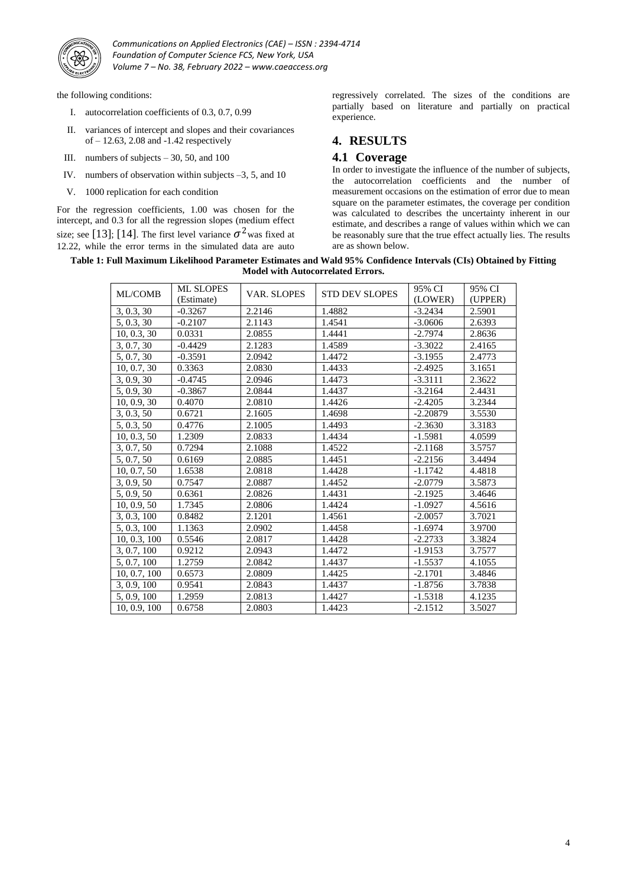the following conditions:

I. autocorrelation coefficients of 0.3, 0.7, 0.99

II. variances of intercept and slopes and their covariances of – 12.63, 2.08 and -1.42 respectively

III. numbers of subjects – 30, 50, and 100

IV. numbers of observation within subjects –3, 5, and 10

V. 1000 replication for each condition

For the regression coefficients, 1.00 was chosen for the intercept, and 0.3 for all the regression slopes (medium effect size; see [13]; [14]. The first level variance $\sigma^2$ was fixed at 12.22, while the error terms in the simulated data are auto regressively correlated. The sizes of the conditions are partially based on literature and partially on practical experience.

# 4. RESULTS

## 4.1 Coverage

In order to investigate the influence of the number of subjects, the autocorrelation coefficients and the number of measurement occasions on the estimation of error due to mean square on the parameter estimates, the coverage per condition was calculated to describes the uncertainty inherent in our estimate, and describes a range of values within which we can be reasonably sure that the true effect actually lies. The results are as shown below.

**Table 1: Full Maximum Likelihood Parameter Estimates and Wald 95% Confidence Intervals (CIs) Obtained by Fitting Model with Autocorrelated Errors.**

| ML/COMB | ML SLOPES (Estimate) | VAR. SLOPES | STD DEV SLOPES | 95% CI (LOWER) | 95% CI (UPPER) |
|---|---|---|---|---|---|
| 3, 0.3, 30 | -0.3267 | 2.2146 | 1.4882 | -3.2434 | 2.5901 |
| 5, 0.3, 30 | -0.2107 | 2.1143 | 1.4541 | -3.0606 | 2.6393 |
| 10, 0.3, 30 | 0.0331 | 2.0855 | 1.4441 | -2.7974 | 2.8636 |
| 3, 0.7, 30 | -0.4429 | 2.1283 | 1.4589 | -3.3022 | 2.4165 |
| 5, 0.7, 30 | -0.3591 | 2.0942 | 1.4472 | -3.1955 | 2.4773 |
| 10, 0.7, 30 | 0.3363 | 2.0830 | 1.4433 | -2.4925 | 3.1651 |
| 3, 0.9, 30 | -0.4745 | 2.0946 | 1.4473 | -3.3111 | 2.3622 |
| 5, 0.9, 30 | -0.3867 | 2.0844 | 1.4437 | -3.2164 | 2.4431 |
| 10, 0.9, 30 | 0.4070 | 2.0810 | 1.4426 | -2.4205 | 3.2344 |
| 3, 0.3, 50 | 0.6721 | 2.1605 | 1.4698 | -2.20879 | 3.5530 |
| 5, 0.3, 50 | 0.4776 | 2.1005 | 1.4493 | -2.3630 | 3.3183 |
| 10, 0.3, 50 | 1.2309 | 2.0833 | 1.4434 | -1.5981 | 4.0599 |
| 3, 0.7, 50 | 0.7294 | 2.1088 | 1.4522 | -2.1168 | 3.5757 |
| 5, 0.7, 50 | 0.6169 | 2.0885 | 1.4451 | -2.2156 | 3.4494 |
| 10, 0.7, 50 | 1.6538 | 2.0818 | 1.4428 | -1.1742 | 4.4818 |
| 3, 0.9, 50 | 0.7547 | 2.0887 | 1.4452 | -2.0779 | 3.5873 |
| 5, 0.9, 50 | 0.6361 | 2.0826 | 1.4431 | -2.1925 | 3.4646 |
| 10, 0.9, 50 | 1.7345 | 2.0806 | 1.4424 | -1.0927 | 4.5616 |
| 3, 0.3, 100 | 0.8482 | 2.1201 | 1.4561 | -2.0057 | 3.7021 |
| 5, 0.3, 100 | 1.1363 | 2.0902 | 1.4458 | -1.6974 | 3.9700 |
| 10, 0.3, 100 | 0.5546 | 2.0817 | 1.4428 | -2.2733 | 3.3824 |
| 3, 0.7, 100 | 0.9212 | 2.0943 | 1.4472 | -1.9153 | 3.7577 |
| 5, 0.7, 100 | 1.2759 | 2.0842 | 1.4437 | -1.5537 | 4.1055 |
| 10, 0.7, 100 | 0.6573 | 2.0809 | 1.4425 | -2.1701 | 3.4846 |
| 3, 0.9, 100 | 0.9541 | 2.0843 | 1.4437 | -1.8756 | 3.7838 |
| 5, 0.9, 100 | 1.2959 | 2.0813 | 1.4427 | -1.5318 | 4.1235 |
| 10, 0.9, 100 | 0.6758 | 2.0803 | 1.4423 | -2.1512 | 3.5027 |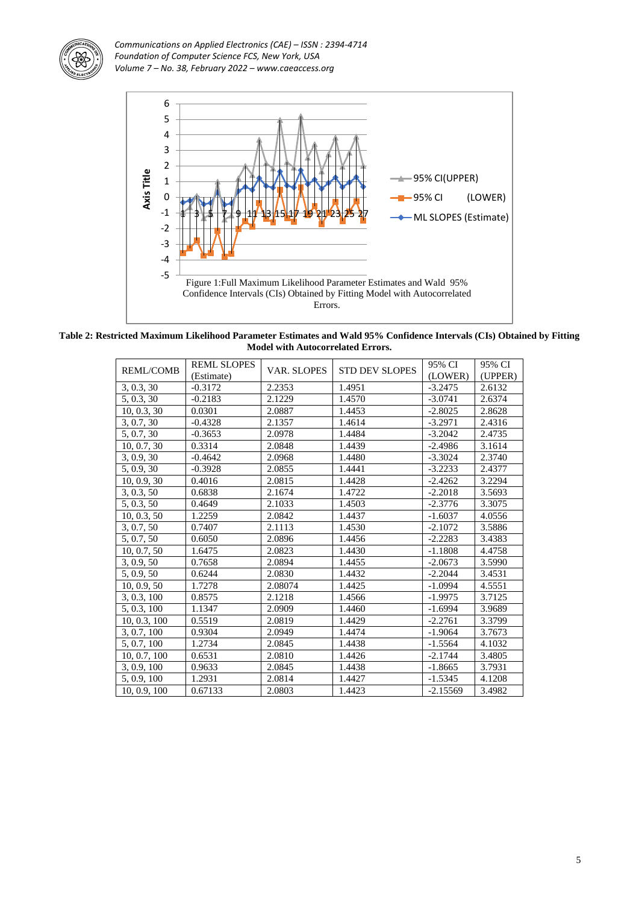Figure 1:Full Maximum Likelihood Parameter Estimates and Wald 95% Confidence Intervals (CIs) Obtained by Fitting Model with Autocorrelated Errors.

**Table 2: Restricted Maximum Likelihood Parameter Estimates and Wald 95% Confidence Intervals (CIs) Obtained by Fitting Model with Autocorrelated Errors.**

| REML/COMB | REML SLOPES (Estimate) | VAR. SLOPES | STD DEV SLOPES | 95% CI (LOWER) | 95% CI (UPPER) |
|---|---|---|---|---|---|
| 3, 0.3, 30 | -0.3172 | 2.2353 | 1.4951 | -3.2475 | 2.6132 |
| 5, 0.3, 30 | -0.2183 | 2.1229 | 1.4570 | -3.0741 | 2.6374 |
| 10, 0.3, 30 | 0.0301 | 2.0887 | 1.4453 | -2.8025 | 2.8628 |
| 3, 0.7, 30 | -0.4328 | 2.1357 | 1.4614 | -3.2971 | 2.4316 |
| 5, 0.7, 30 | -0.3653 | 2.0978 | 1.4484 | -3.2042 | 2.4735 |
| 10, 0.7, 30 | 0.3314 | 2.0848 | 1.4439 | -2.4986 | 3.1614 |
| 3, 0.9, 30 | -0.4642 | 2.0968 | 1.4480 | -3.3024 | 2.3740 |
| 5, 0.9, 30 | -0.3928 | 2.0855 | 1.4441 | -3.2233 | 2.4377 |
| 10, 0.9, 30 | 0.4016 | 2.0815 | 1.4428 | -2.4262 | 3.2294 |
| 3, 0.3, 50 | 0.6838 | 2.1674 | 1.4722 | -2.2018 | 3.5693 |
| 5, 0.3, 50 | 0.4649 | 2.1033 | 1.4503 | -2.3776 | 3.3075 |
| 10, 0.3, 50 | 1.2259 | 2.0842 | 1.4437 | -1.6037 | 4.0556 |
| 3, 0.7, 50 | 0.7407 | 2.1113 | 1.4530 | -2.1072 | 3.5886 |
| 5, 0.7, 50 | 0.6050 | 2.0896 | 1.4456 | -2.2283 | 3.4383 |
| 10, 0.7, 50 | 1.6475 | 2.0823 | 1.4430 | -1.1808 | 4.4758 |
| 3, 0.9, 50 | 0.7658 | 2.0894 | 1.4455 | -2.0673 | 3.5990 |
| 5, 0.9, 50 | 0.6244 | 2.0830 | 1.4432 | -2.2044 | 3.4531 |
| 10, 0.9, 50 | 1.7278 | 2.08074 | 1.4425 | -1.0994 | 4.5551 |
| 3, 0.3, 100 | 0.8575 | 2.1218 | 1.4566 | -1.9975 | 3.7125 |
| 5, 0.3, 100 | 1.1347 | 2.0909 | 1.4460 | -1.6994 | 3.9689 |
| 10, 0.3, 100 | 0.5519 | 2.0819 | 1.4429 | -2.2761 | 3.3799 |
| 3, 0.7, 100 | 0.9304 | 2.0949 | 1.4474 | -1.9064 | 3.7673 |
| 5, 0.7, 100 | 1.2734 | 2.0845 | 1.4438 | -1.5564 | 4.1032 |
| 10, 0.7, 100 | 0.6531 | 2.0810 | 1.4426 | -2.1744 | 3.4805 |
| 3, 0.9, 100 | 0.9633 | 2.0845 | 1.4438 | -1.8665 | 3.7931 |
| 5, 0.9, 100 | 1.2931 | 2.0814 | 1.4427 | -1.5345 | 4.1208 |
| 10, 0.9, 100 | 0.67133 | 2.0803 | 1.4423 | -2.15569 | 3.4982 |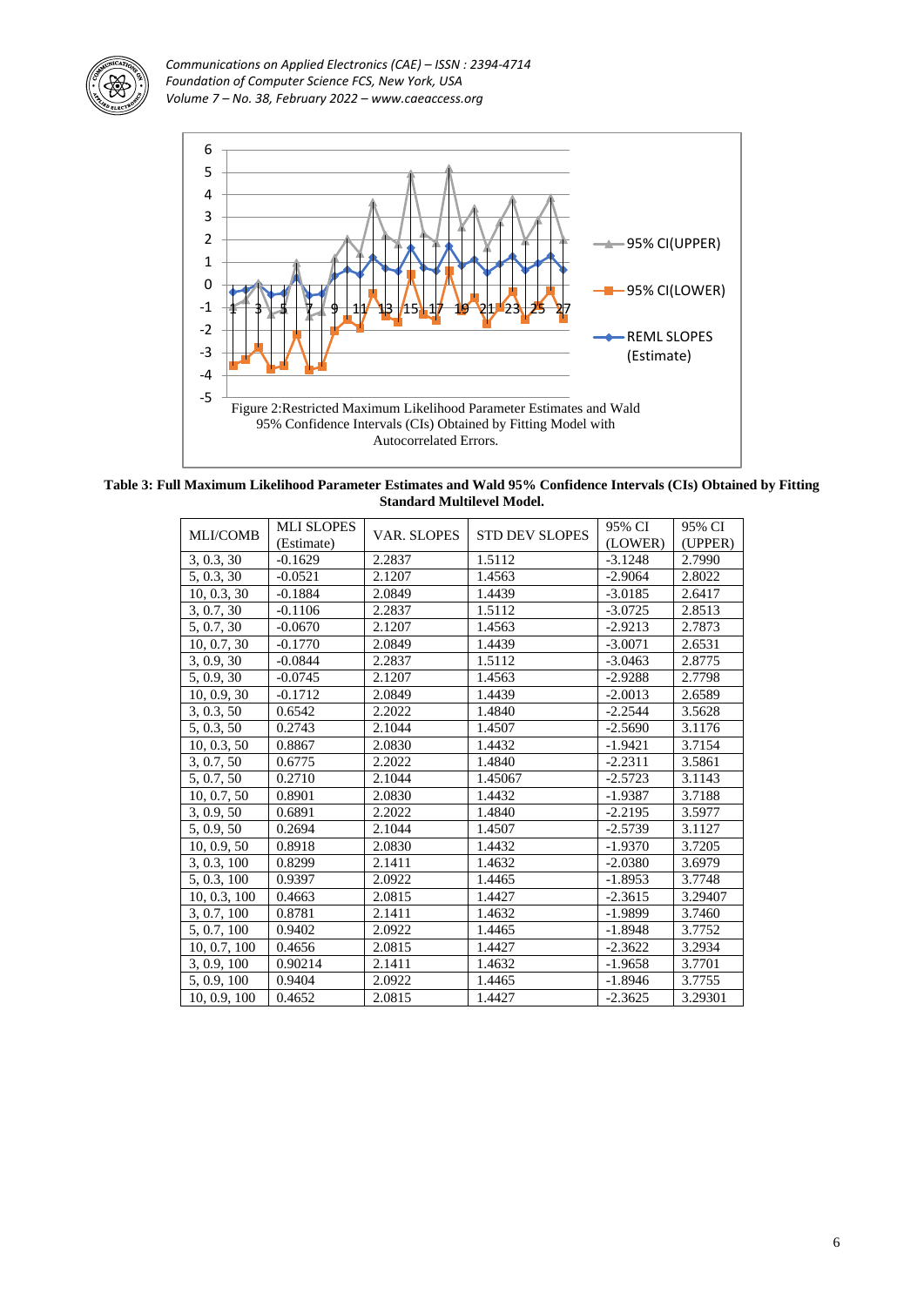Figure 2:Restricted Maximum Likelihood Parameter Estimates and Wald 95% Confidence Intervals (CIs) Obtained by Fitting Model with Autocorrelated Errors.

**Table 3: Full Maximum Likelihood Parameter Estimates and Wald 95% Confidence Intervals (CIs) Obtained by Fitting Standard Multilevel Model.**

| MLI/COMB | MLI SLOPES (Estimate) | VAR. SLOPES | STD DEV SLOPES | 95% CI (LOWER) | 95% CI (UPPER) |
|---|---|---|---|---|---|
| 3, 0.3, 30 | -0.1629 | 2.2837 | 1.5112 | -3.1248 | 2.7990 |
| 5, 0.3, 30 | -0.0521 | 2.1207 | 1.4563 | -2.9064 | 2.8022 |
| 10, 0.3, 30 | -0.1884 | 2.0849 | 1.4439 | -3.0185 | 2.6417 |
| 3, 0.7, 30 | -0.1106 | 2.2837 | 1.5112 | -3.0725 | 2.8513 |
| 5, 0.7, 30 | -0.0670 | 2.1207 | 1.4563 | -2.9213 | 2.7873 |
| 10, 0.7, 30 | -0.1770 | 2.0849 | 1.4439 | -3.0071 | 2.6531 |
| 3, 0.9, 30 | -0.0844 | 2.2837 | 1.5112 | -3.0463 | 2.8775 |
| 5, 0.9, 30 | -0.0745 | 2.1207 | 1.4563 | -2.9288 | 2.7798 |
| 10, 0.9, 30 | -0.1712 | 2.0849 | 1.4439 | -2.0013 | 2.6589 |
| 3, 0.3, 50 | 0.6542 | 2.2022 | 1.4840 | -2.2544 | 3.5628 |
| 5, 0.3, 50 | 0.2743 | 2.1044 | 1.4507 | -2.5690 | 3.1176 |
| 10, 0.3, 50 | 0.8867 | 2.0830 | 1.4432 | -1.9421 | 3.7154 |
| 3, 0.7, 50 | 0.6775 | 2.2022 | 1.4840 | -2.2311 | 3.5861 |
| 5, 0.7, 50 | 0.2710 | 2.1044 | 1.45067 | -2.5723 | 3.1143 |
| 10, 0.7, 50 | 0.8901 | 2.0830 | 1.4432 | -1.9387 | 3.7188 |
| 3, 0.9, 50 | 0.6891 | 2.2022 | 1.4840 | -2.2195 | 3.5977 |
| 5, 0.9, 50 | 0.2694 | 2.1044 | 1.4507 | -2.5739 | 3.1127 |
| 10, 0.9, 50 | 0.8918 | 2.0830 | 1.4432 | -1.9370 | 3.7205 |
| 3, 0.3, 100 | 0.8299 | 2.1411 | 1.4632 | -2.0380 | 3.6979 |
| 5, 0.3, 100 | 0.9397 | 2.0922 | 1.4465 | -1.8953 | 3.7748 |
| 10, 0.3, 100 | 0.4663 | 2.0815 | 1.4427 | -2.3615 | 3.29407 |
| 3, 0.7, 100 | 0.8781 | 2.1411 | 1.4632 | -1.9899 | 3.7460 |
| 5, 0.7, 100 | 0.9402 | 2.0922 | 1.4465 | -1.8948 | 3.7752 |
| 10, 0.7, 100 | 0.4656 | 2.0815 | 1.4427 | -2.3622 | 3.2934 |
| 3, 0.9, 100 | 0.90214 | 2.1411 | 1.4632 | -1.9658 | 3.7701 |
| 5, 0.9, 100 | 0.9404 | 2.0922 | 1.4465 | -1.8946 | 3.7755 |
| 10, 0.9, 100 | 0.4652 | 2.0815 | 1.4427 | -2.3625 | 3.29301 |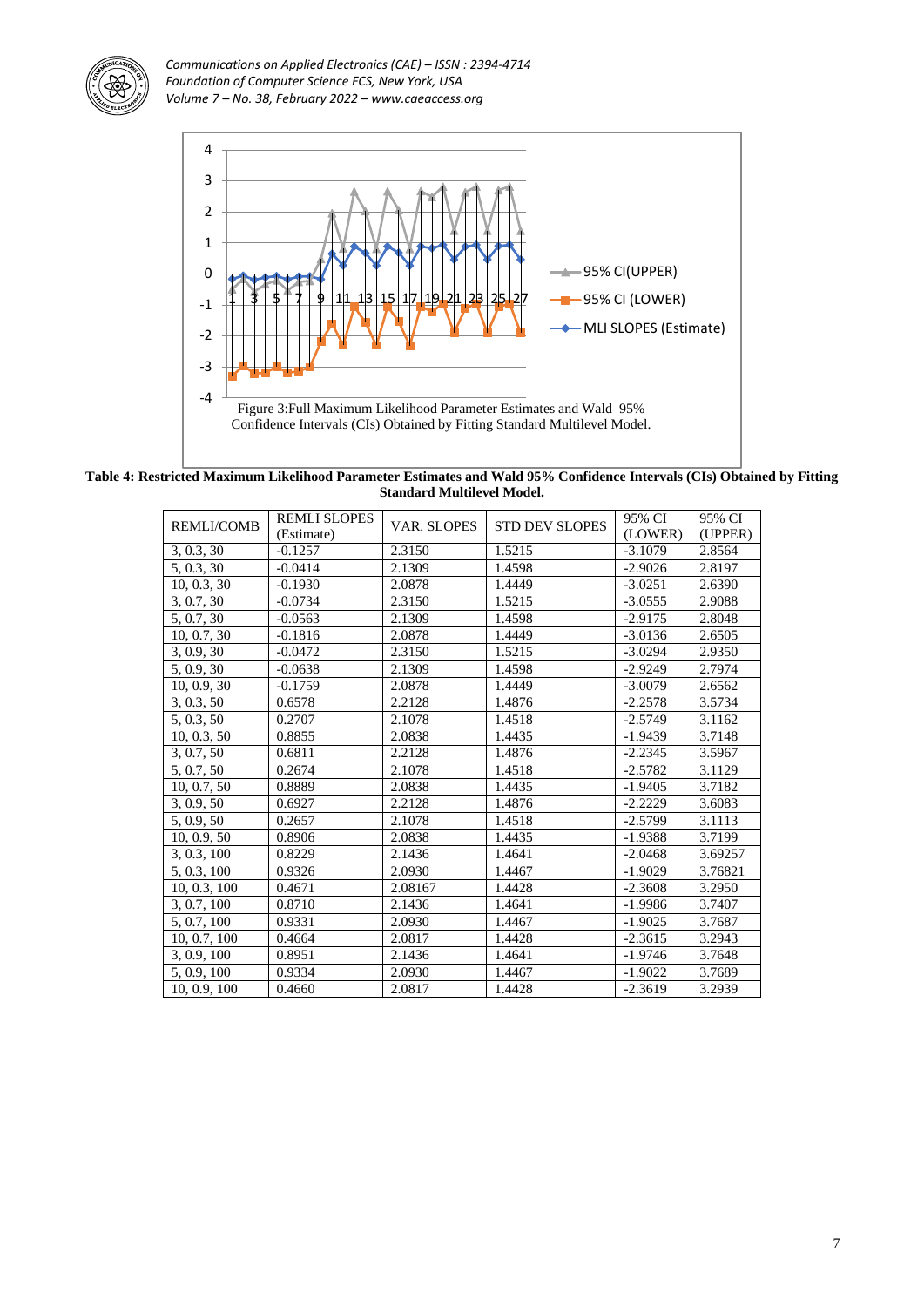Figure 3:Full Maximum Likelihood Parameter Estimates and Wald 95% Confidence Intervals (CIs) Obtained by Fitting Standard Multilevel Model.

**Table 4: Restricted Maximum Likelihood Parameter Estimates and Wald 95% Confidence Intervals (CIs) Obtained by Fitting Standard Multilevel Model.**

| REMLI/COMB | REMLI SLOPES (Estimate) | VAR. SLOPES | STD DEV SLOPES | 95% CI (LOWER) | 95% CI (UPPER) |
|---|---|---|---|---|---|
| 3, 0.3, 30 | -0.1257 | 2.3150 | 1.5215 | -3.1079 | 2.8564 |
| 5, 0.3, 30 | -0.0414 | 2.1309 | 1.4598 | -2.9026 | 2.8197 |
| 10, 0.3, 30 | -0.1930 | 2.0878 | 1.4449 | -3.0251 | 2.6390 |
| 3, 0.7, 30 | -0.0734 | 2.3150 | 1.5215 | -3.0555 | 2.9088 |
| 5, 0.7, 30 | -0.0563 | 2.1309 | 1.4598 | -2.9175 | 2.8048 |
| 10, 0.7, 30 | -0.1816 | 2.0878 | 1.4449 | -3.0136 | 2.6505 |
| 3, 0.9, 30 | -0.0472 | 2.3150 | 1.5215 | -3.0294 | 2.9350 |
| 5, 0.9, 30 | -0.0638 | 2.1309 | 1.4598 | -2.9249 | 2.7974 |
| 10, 0.9, 30 | -0.1759 | 2.0878 | 1.4449 | -3.0079 | 2.6562 |
| 3, 0.3, 50 | 0.6578 | 2.2128 | 1.4876 | -2.2578 | 3.5734 |
| 5, 0.3, 50 | 0.2707 | 2.1078 | 1.4518 | -2.5749 | 3.1162 |
| 10, 0.3, 50 | 0.8855 | 2.0838 | 1.4435 | -1.9439 | 3.7148 |
| 3, 0.7, 50 | 0.6811 | 2.2128 | 1.4876 | -2.2345 | 3.5967 |
| 5, 0.7, 50 | 0.2674 | 2.1078 | 1.4518 | -2.5782 | 3.1129 |
| 10, 0.7, 50 | 0.8889 | 2.0838 | 1.4435 | -1.9405 | 3.7182 |
| 3, 0.9, 50 | 0.6927 | 2.2128 | 1.4876 | -2.2229 | 3.6083 |
| 5, 0.9, 50 | 0.2657 | 2.1078 | 1.4518 | -2.5799 | 3.1113 |
| 10, 0.9, 50 | 0.8906 | 2.0838 | 1.4435 | -1.9388 | 3.7199 |
| 3, 0.3, 100 | 0.8229 | 2.1436 | 1.4641 | -2.0468 | 3.69257 |
| 5, 0.3, 100 | 0.9326 | 2.0930 | 1.4467 | -1.9029 | 3.76821 |
| 10, 0.3, 100 | 0.4671 | 2.08167 | 1.4428 | -2.3608 | 3.2950 |
| 3, 0.7, 100 | 0.8710 | 2.1436 | 1.4641 | -1.9986 | 3.7407 |
| 5, 0.7, 100 | 0.9331 | 2.0930 | 1.4467 | -1.9025 | 3.7687 |
| 10, 0.7, 100 | 0.4664 | 2.0817 | 1.4428 | -2.3615 | 3.2943 |
| 3, 0.9, 100 | 0.8951 | 2.1436 | 1.4641 | -1.9746 | 3.7648 |
| 5, 0.9, 100 | 0.9334 | 2.0930 | 1.4467 | -1.9022 | 3.7689 |
| 10, 0.9, 100 | 0.4660 | 2.0817 | 1.4428 | -2.3619 | 3.2939 |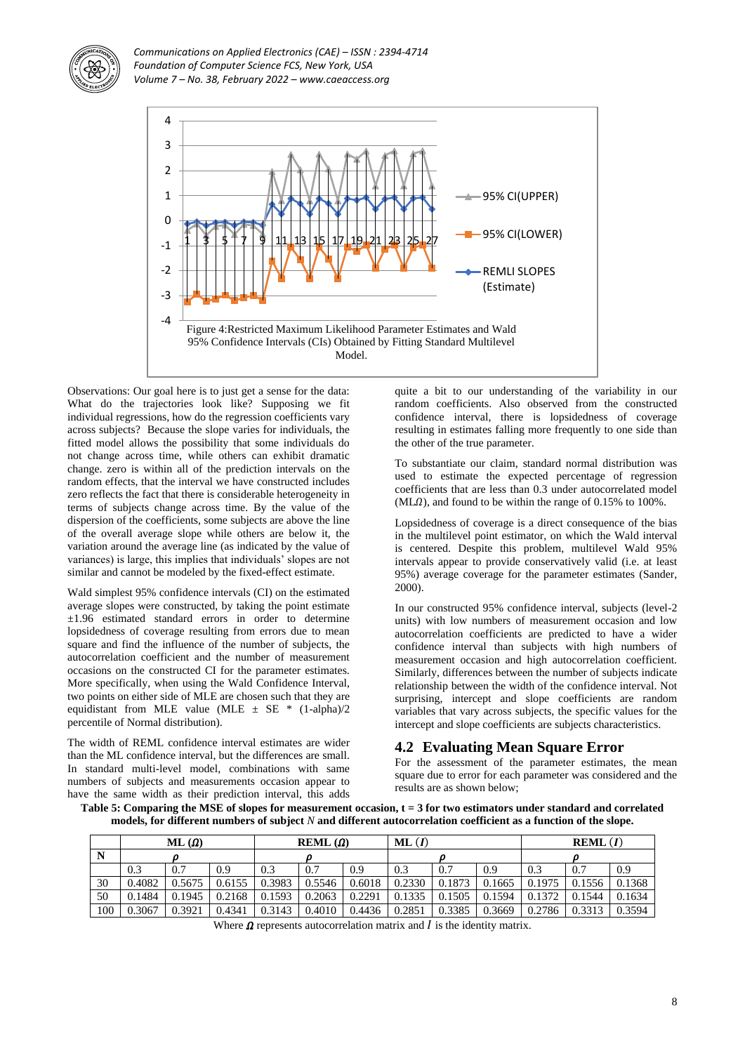Figure 4:Restricted Maximum Likelihood Parameter Estimates and Wald 95% Confidence Intervals (CIs) Obtained by Fitting Standard Multilevel Model.

Observations: Our goal here is to just get a sense for the data: What do the trajectories look like? Supposing we fit individual regressions, how do the regression coefficients vary across subjects? Because the slope varies for individuals, the fitted model allows the possibility that some individuals do not change across time, while others can exhibit dramatic change. zero is within all of the prediction intervals on the random effects, that the interval we have constructed includes zero reflects the fact that there is considerable heterogeneity in terms of subjects change across time. By the value of the dispersion of the coefficients, some subjects are above the line of the overall average slope while others are below it, the variation around the average line (as indicated by the value of variances) is large, this implies that individuals' slopes are not similar and cannot be modeled by the fixed-effect estimate.

Wald simplest 95% confidence intervals (CI) on the estimated average slopes were constructed, by taking the point estimate ±1.96 estimated standard errors in order to determine lopsidedness of coverage resulting from errors due to mean square and find the influence of the number of subjects, the autocorrelation coefficient and the number of measurement occasions on the constructed CI for the parameter estimates. More specifically, when using the Wald Confidence Interval, two points on either side of MLE are chosen such that they are equidistant from MLE value (MLE ± SE * (1-alpha)/2 percentile of Normal distribution).

The width of REML confidence interval estimates are wider than the ML confidence interval, but the differences are small. In standard multi-level model, combinations with same numbers of subjects and measurements occasion appear to have the same width as their prediction interval, this adds quite a bit to our understanding of the variability in our random coefficients. Also observed from the constructed confidence interval, there is lopsidedness of coverage resulting in estimates falling more frequently to one side than the other of the true parameter.

To substantiate our claim, standard normal distribution was used to estimate the expected percentage of regression coefficients that are less than 0.3 under autocorrelated model (ML$\Omega$), and found to be within the range of 0.15% to 100%.

Lopsidedness of coverage is a direct consequence of the bias in the multilevel point estimator, on which the Wald interval is centered. Despite this problem, multilevel Wald 95% intervals appear to provide conservatively valid (i.e. at least 95%) average coverage for the parameter estimates (Sander, 2000).

In our constructed 95% confidence interval, subjects (level-2 units) with low numbers of measurement occasion and low autocorrelation coefficients are predicted to have a wider confidence interval than subjects with high numbers of measurement occasion and high autocorrelation coefficient. Similarly, differences between the number of subjects indicate relationship between the width of the confidence interval. Not surprising, intercept and slope coefficients are random variables that vary across subjects, the specific values for the intercept and slope coefficients are subjects characteristics.

## 4.2 Evaluating Mean Square Error

For the assessment of the parameter estimates, the mean square due to error for each parameter was considered and the results are as shown below;

**Table 5: Comparing the MSE of slopes for measurement occasion, t = 3 for two estimators under standard and correlated models, for different numbers of subject *N* and different autocorrelation coefficient as a function of the slope.**

| | ML ($\Omega$) | | | REML ($\Omega$) | | | ML ($I$) | | | REML ($I$) | | |
|---|---|---|---|---|---|---|---|---|---|---|---|---|
| N | $\rho$ | | | $\rho$ | | | $\rho$ | | | $\rho$ | | |
| | 0.3 | 0.7 | 0.9 | 0.3 | 0.7 | 0.9 | 0.3 | 0.7 | 0.9 | 0.3 | 0.7 | 0.9 |
| 30 | 0.4082 | 0.5675 | 0.6155 | 0.3983 | 0.5546 | 0.6018 | 0.2330 | 0.1873 | 0.1665 | 0.1975 | 0.1556 | 0.1368 |
| 50 | 0.1484 | 0.1945 | 0.2168 | 0.1593 | 0.2063 | 0.2291 | 0.1335 | 0.1505 | 0.1594 | 0.1372 | 0.1544 | 0.1634 |
| 100 | 0.3067 | 0.3921 | 0.4341 | 0.3143 | 0.4010 | 0.4436 | 0.2851 | 0.3385 | 0.3669 | 0.2786 | 0.3313 | 0.3594 |

Where $\Omega$ represents autocorrelation matrix and $I$ is the identity matrix.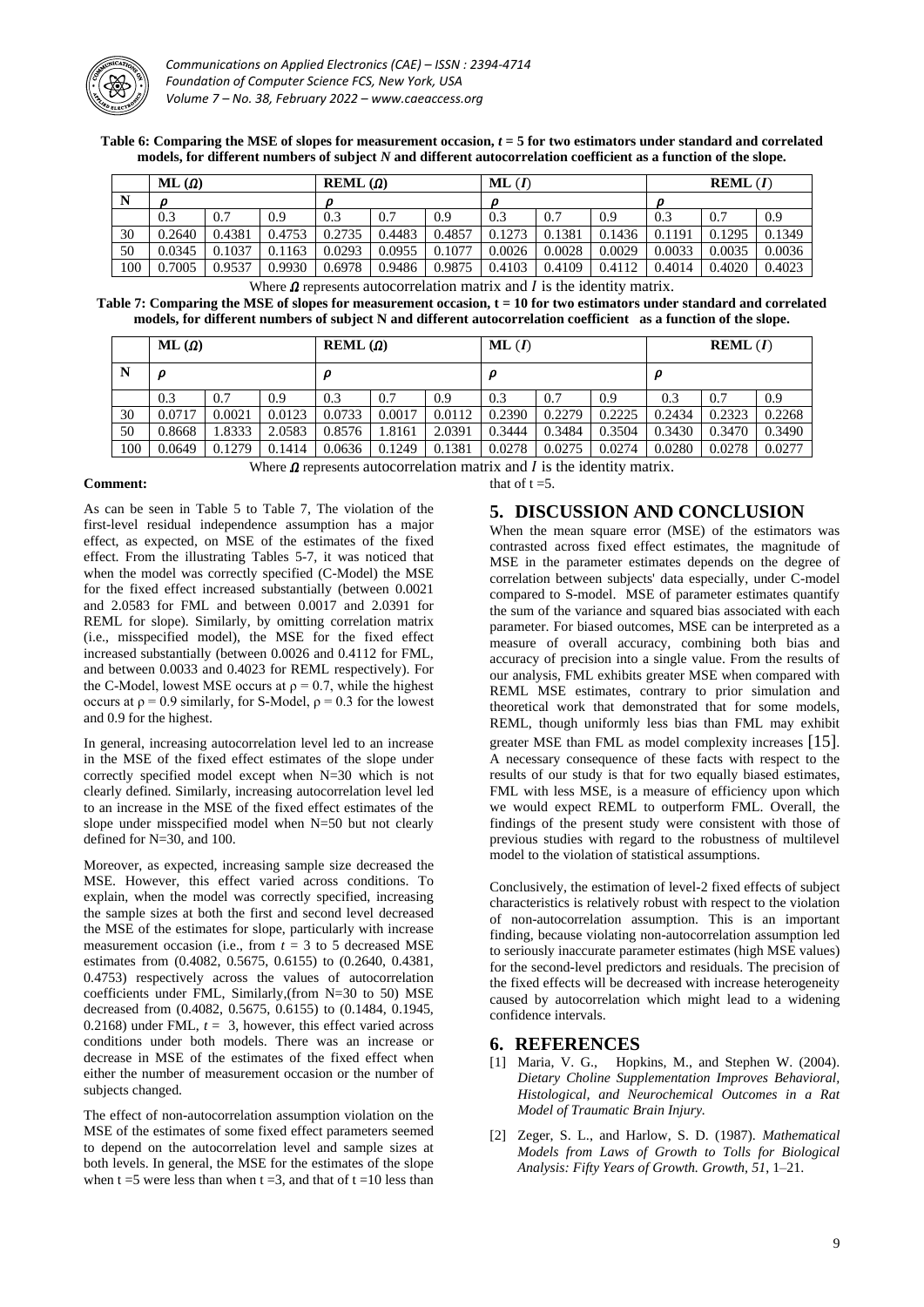**Table 6: Comparing the MSE of slopes for measurement occasion, $t = 5$ for two estimators under standard and correlated models, for different numbers of subject $N$ and different autocorrelation coefficient as a function of the slope.**

| | ML ($\Omega$) | | | REML ($\Omega$) | | | ML ($I$) | | | REML ($I$) | | |
|---|---|---|---|---|---|---|---|---|---|---|---|---|
| **N** | $\rho$ | | | $\rho$ | | | $\rho$ | | | $\rho$ | | |
| | 0.3 | 0.7 | 0.9 | 0.3 | 0.7 | 0.9 | 0.3 | 0.7 | 0.9 | 0.3 | 0.7 | 0.9 |
| 30 | 0.2640 | 0.4381 | 0.4753 | 0.2735 | 0.4483 | 0.4857 | 0.1273 | 0.1381 | 0.1436 | 0.1191 | 0.1295 | 0.1349 |
| 50 | 0.0345 | 0.1037 | 0.1163 | 0.0293 | 0.0955 | 0.1077 | 0.0026 | 0.0028 | 0.0029 | 0.0033 | 0.0035 | 0.0036 |
| 100 | 0.7005 | 0.9537 | 0.9930 | 0.6978 | 0.9486 | 0.9875 | 0.4103 | 0.4109 | 0.4112 | 0.4014 | 0.4020 | 0.4023 |

Where $\Omega$ represents autocorrelation matrix and $I$ is the identity matrix.

**Table 7: Comparing the MSE of slopes for measurement occasion, t = 10 for two estimators under standard and correlated models, for different numbers of subject N and different autocorrelation coefficient as a function of the slope.**

| | ML ($\Omega$) | | | REML ($\Omega$) | | | ML ($I$) | | | REML ($I$) | | |
|---|---|---|---|---|---|---|---|---|---|---|---|---|
| **N** | $\rho$ | | | $\rho$ | | | $\rho$ | | | $\rho$ | | |
| | 0.3 | 0.7 | 0.9 | 0.3 | 0.7 | 0.9 | 0.3 | 0.7 | 0.9 | 0.3 | 0.7 | 0.9 |
| 30 | 0.0717 | 0.0021 | 0.0123 | 0.0733 | 0.0017 | 0.0112 | 0.2390 | 0.2279 | 0.2225 | 0.2434 | 0.2323 | 0.2268 |
| 50 | 0.8668 | 1.8333 | 2.0583 | 0.8576 | 1.8161 | 2.0391 | 0.3444 | 0.3484 | 0.3504 | 0.3430 | 0.3470 | 0.3490 |
| 100 | 0.0649 | 0.1279 | 0.1414 | 0.0636 | 0.1249 | 0.1381 | 0.0278 | 0.0275 | 0.0274 | 0.0280 | 0.0278 | 0.0277 |

Where $\Omega$ represents autocorrelation matrix and $I$ is the identity matrix.

**Comment:**

As can be seen in Table 5 to Table 7, The violation of the first-level residual independence assumption has a major effect, as expected, on MSE of the estimates of the fixed effect. From the illustrating Tables 5-7, it was noticed that when the model was correctly specified (C-Model) the MSE for the fixed effect increased substantially (between 0.0021 and 2.0583 for FML and between 0.0017 and 2.0391 for REML for slope). Similarly, by omitting correlation matrix (i.e., misspecified model), the MSE for the fixed effect increased substantially (between 0.0026 and 0.4112 for FML, and between 0.0033 and 0.4023 for REML respectively). For the C-Model, lowest MSE occurs at $\rho = 0.7$, while the highest occurs at $\rho = 0.9$ similarly, for S-Model, $\rho = 0.3$ for the lowest and 0.9 for the highest.

In general, increasing autocorrelation level led to an increase in the MSE of the fixed effect estimates of the slope under correctly specified model except when N=30 which is not clearly defined. Similarly, increasing autocorrelation level led to an increase in the MSE of the fixed effect estimates of the slope under misspecified model when N=50 but not clearly defined for N=30, and 100.

Moreover, as expected, increasing sample size decreased the MSE. However, this effect varied across conditions. To explain, when the model was correctly specified, increasing the sample sizes at both the first and second level decreased the MSE of the estimates for slope, particularly with increase measurement occasion (i.e., from $t = 3$ to 5 decreased MSE estimates from (0.4082, 0.5675, 0.6155) to (0.2640, 0.4381, 0.4753) respectively across the values of autocorrelation coefficients under FML, Similarly,(from N=30 to 50) MSE decreased from (0.4082, 0.5675, 0.6155) to (0.1484, 0.1945, 0.2168) under FML, $t = 3$, however, this effect varied across conditions under both models. There was an increase or decrease in MSE of the estimates of the fixed effect when either the number of measurement occasion or the number of subjects changed.

The effect of non-autocorrelation assumption violation on the MSE of the estimates of some fixed effect parameters seemed to depend on the autocorrelation level and sample sizes at both levels. In general, the MSE for the estimates of the slope when t =5 were less than when t =3, and that of t =10 less than that of t =5.

## 5. DISCUSSION AND CONCLUSION

When the mean square error (MSE) of the estimators was contrasted across fixed effect estimates, the magnitude of MSE in the parameter estimates depends on the degree of correlation between subjects' data especially, under C-model compared to S-model. MSE of parameter estimates quantify the sum of the variance and squared bias associated with each parameter. For biased outcomes, MSE can be interpreted as a measure of overall accuracy, combining both bias and accuracy of precision into a single value. From the results of our analysis, FML exhibits greater MSE when compared with REML MSE estimates, contrary to prior simulation and theoretical work that demonstrated that for some models, REML, though uniformly less bias than FML may exhibit greater MSE than FML as model complexity increases [15]. A necessary consequence of these facts with respect to the results of our study is that for two equally biased estimates, FML with less MSE, is a measure of efficiency upon which we would expect REML to outperform FML. Overall, the findings of the present study were consistent with those of previous studies with regard to the robustness of multilevel model to the violation of statistical assumptions.

Conclusively, the estimation of level-2 fixed effects of subject characteristics is relatively robust with respect to the violation of non-autocorrelation assumption. This is an important finding, because violating non-autocorrelation assumption led to seriously inaccurate parameter estimates (high MSE values) for the second-level predictors and residuals. The precision of the fixed effects will be decreased with increase heterogeneity caused by autocorrelation which might lead to a widening confidence intervals.

## 6. REFERENCES

[1] Maria, V. G., Hopkins, M., and Stephen W. (2004). *Dietary Choline Supplementation Improves Behavioral, Histological, and Neurochemical Outcomes in a Rat Model of Traumatic Brain Injury.*

[2] Zeger, S. L., and Harlow, S. D. (1987). *Mathematical Models from Laws of Growth to Tolls for Biological Analysis: Fifty Years of Growth. Growth, 51*, 1–21.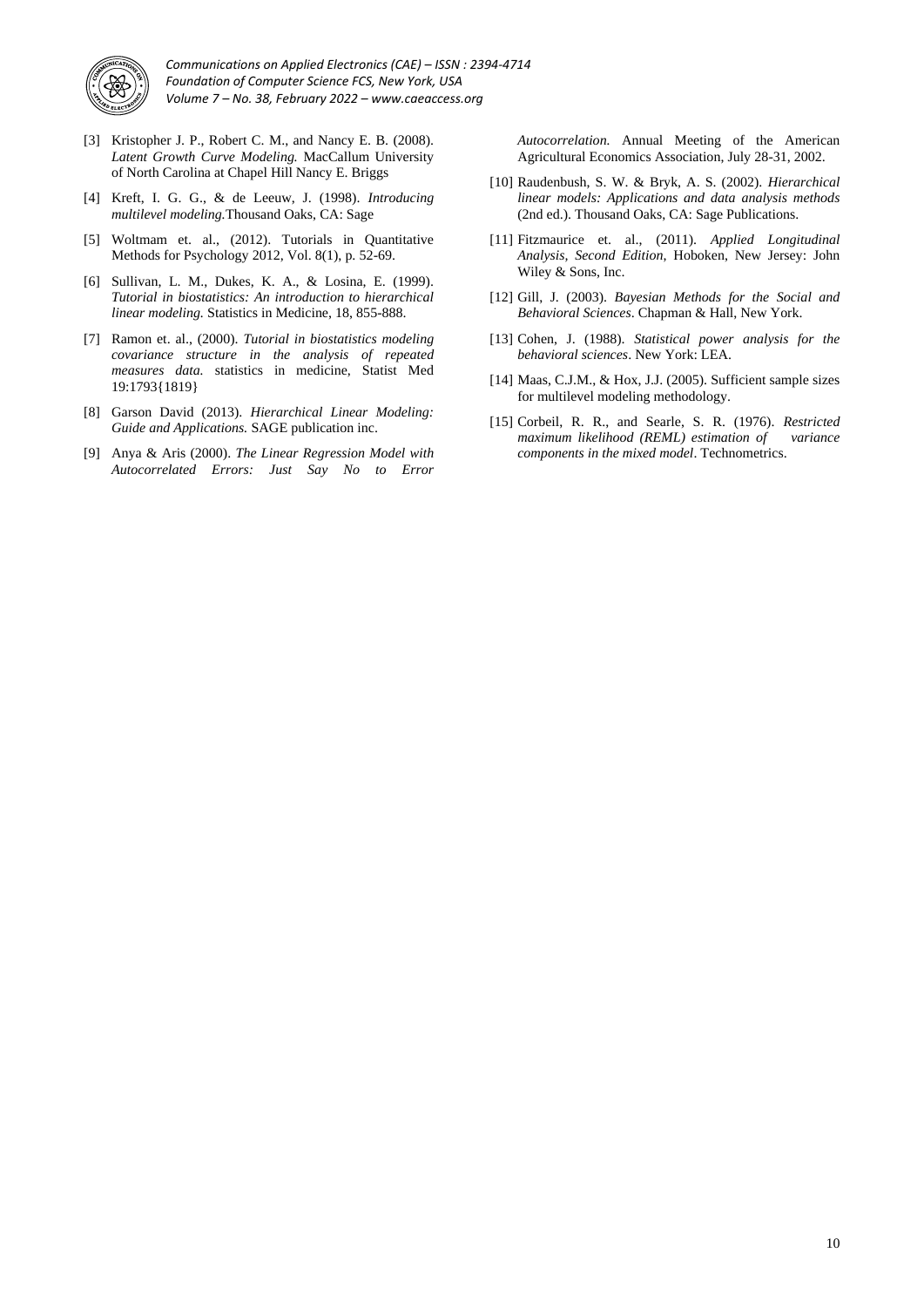[3] Kristopher J. P., Robert C. M., and Nancy E. B. (2008). *Latent Growth Curve Modeling.* MacCallum University of North Carolina at Chapel Hill Nancy E. Briggs

[4] Kreft, I. G. G., & de Leeuw, J. (1998). *Introducing multilevel modeling.*Thousand Oaks, CA: Sage

[5] Woltmam et. al., (2012). Tutorials in Quantitative Methods for Psychology 2012, Vol. 8(1), p. 52-69.

[6] Sullivan, L. M., Dukes, K. A., & Losina, E. (1999). *Tutorial in biostatistics: An introduction to hierarchical linear modeling.* Statistics in Medicine, 18, 855-888.

[7] Ramon et. al., (2000). *Tutorial in biostatistics modeling covariance structure in the analysis of repeated measures data.* statistics in medicine, Statist Med 19:1793{1819}

[8] Garson David (2013). *Hierarchical Linear Modeling: Guide and Applications.* SAGE publication inc.

[9] Anya & Aris (2000). *The Linear Regression Model with Autocorrelated Errors: Just Say No to Error Autocorrelation.* Annual Meeting of the American Agricultural Economics Association, July 28-31, 2002.

[10] Raudenbush, S. W. & Bryk, A. S. (2002). *Hierarchical linear models: Applications and data analysis methods* (2nd ed.). Thousand Oaks, CA: Sage Publications.

[11] Fitzmaurice et. al., (2011). *Applied Longitudinal Analysis, Second Edition*, Hoboken, New Jersey: John Wiley & Sons, Inc.

[12] Gill, J. (2003). *Bayesian Methods for the Social and Behavioral Sciences*. Chapman & Hall, New York.

[13] Cohen, J. (1988). *Statistical power analysis for the behavioral sciences*. New York: LEA.

[14] Maas, C.J.M., & Hox, J.J. (2005). Sufficient sample sizes for multilevel modeling methodology.

[15] Corbeil, R. R., and Searle, S. R. (1976). *Restricted maximum likelihood (REML) estimation of variance components in the mixed model*. Technometrics.